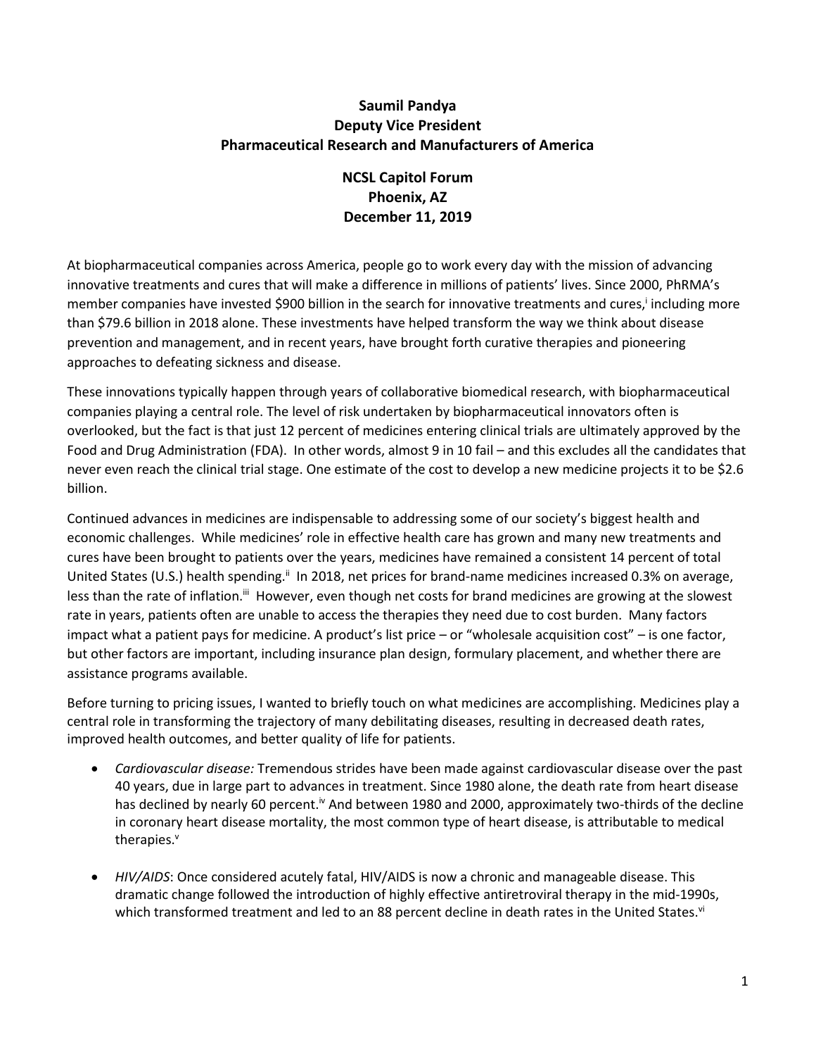**Saumil Pandya**
**Deputy Vice President**
**Pharmaceutical Research and Manufacturers of America**

**NCSL Capitol Forum**
**Phoenix, AZ**
**December 11, 2019**

At biopharmaceutical companies across America, people go to work every day with the mission of advancing innovative treatments and cures that will make a difference in millions of patients' lives. Since 2000, PhRMA's member companies have invested $900 billion in the search for innovative treatments and cures,[i] including more than $79.6 billion in 2018 alone. These investments have helped transform the way we think about disease prevention and management, and in recent years, have brought forth curative therapies and pioneering approaches to defeating sickness and disease.

These innovations typically happen through years of collaborative biomedical research, with biopharmaceutical companies playing a central role. The level of risk undertaken by biopharmaceutical innovators often is overlooked, but the fact is that just 12 percent of medicines entering clinical trials are ultimately approved by the Food and Drug Administration (FDA). In other words, almost 9 in 10 fail – and this excludes all the candidates that never even reach the clinical trial stage. One estimate of the cost to develop a new medicine projects it to be $2.6 billion.

Continued advances in medicines are indispensable to addressing some of our society's biggest health and economic challenges. While medicines' role in effective health care has grown and many new treatments and cures have been brought to patients over the years, medicines have remained a consistent 14 percent of total United States (U.S.) health spending.[ii] In 2018, net prices for brand-name medicines increased 0.3% on average, less than the rate of inflation.[iii] However, even though net costs for brand medicines are growing at the slowest rate in years, patients often are unable to access the therapies they need due to cost burden. Many factors impact what a patient pays for medicine. A product's list price – or "wholesale acquisition cost" – is one factor, but other factors are important, including insurance plan design, formulary placement, and whether there are assistance programs available.

Before turning to pricing issues, I wanted to briefly touch on what medicines are accomplishing. Medicines play a central role in transforming the trajectory of many debilitating diseases, resulting in decreased death rates, improved health outcomes, and better quality of life for patients.

- *Cardiovascular disease:* Tremendous strides have been made against cardiovascular disease over the past 40 years, due in large part to advances in treatment. Since 1980 alone, the death rate from heart disease has declined by nearly 60 percent.[iv] And between 1980 and 2000, approximately two-thirds of the decline in coronary heart disease mortality, the most common type of heart disease, is attributable to medical therapies.[v]

- *HIV/AIDS*: Once considered acutely fatal, HIV/AIDS is now a chronic and manageable disease. This dramatic change followed the introduction of highly effective antiretroviral therapy in the mid-1990s, which transformed treatment and led to an 88 percent decline in death rates in the United States.[vi]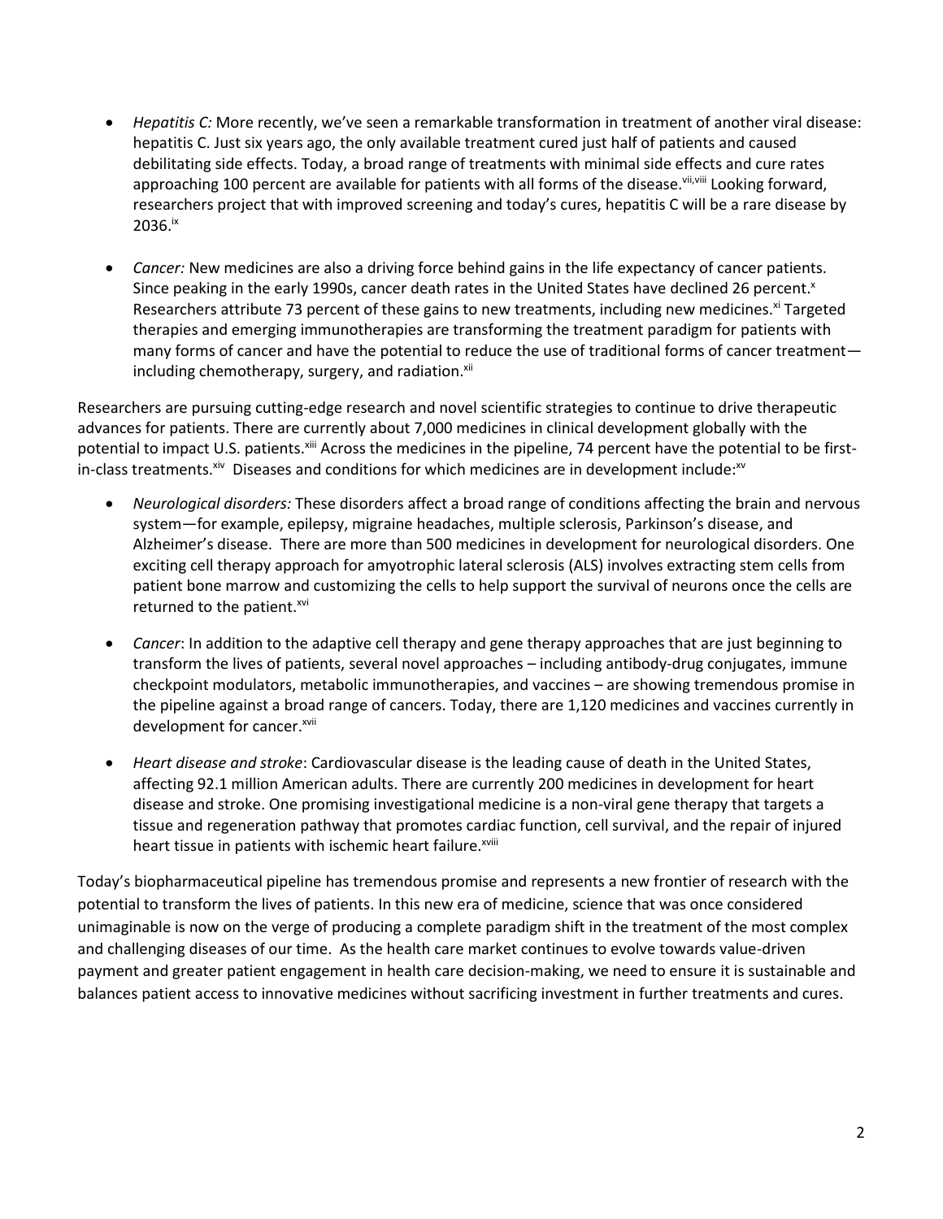- *Hepatitis C:* More recently, we've seen a remarkable transformation in treatment of another viral disease: hepatitis C. Just six years ago, the only available treatment cured just half of patients and caused debilitating side effects. Today, a broad range of treatments with minimal side effects and cure rates approaching 100 percent are available for patients with all forms of the disease.[vii,viii] Looking forward, researchers project that with improved screening and today's cures, hepatitis C will be a rare disease by 2036.[ix]

- *Cancer:* New medicines are also a driving force behind gains in the life expectancy of cancer patients. Since peaking in the early 1990s, cancer death rates in the United States have declined 26 percent.[x] Researchers attribute 73 percent of these gains to new treatments, including new medicines.[xi] Targeted therapies and emerging immunotherapies are transforming the treatment paradigm for patients with many forms of cancer and have the potential to reduce the use of traditional forms of cancer treatment—including chemotherapy, surgery, and radiation.[xii]

Researchers are pursuing cutting-edge research and novel scientific strategies to continue to drive therapeutic advances for patients. There are currently about 7,000 medicines in clinical development globally with the potential to impact U.S. patients.[xiii] Across the medicines in the pipeline, 74 percent have the potential to be first-in-class treatments.[xiv] Diseases and conditions for which medicines are in development include:[xv]

- *Neurological disorders:* These disorders affect a broad range of conditions affecting the brain and nervous system—for example, epilepsy, migraine headaches, multiple sclerosis, Parkinson's disease, and Alzheimer's disease. There are more than 500 medicines in development for neurological disorders. One exciting cell therapy approach for amyotrophic lateral sclerosis (ALS) involves extracting stem cells from patient bone marrow and customizing the cells to help support the survival of neurons once the cells are returned to the patient.[xvi]

- *Cancer*: In addition to the adaptive cell therapy and gene therapy approaches that are just beginning to transform the lives of patients, several novel approaches – including antibody-drug conjugates, immune checkpoint modulators, metabolic immunotherapies, and vaccines – are showing tremendous promise in the pipeline against a broad range of cancers. Today, there are 1,120 medicines and vaccines currently in development for cancer.[xvii]

- *Heart disease and stroke*: Cardiovascular disease is the leading cause of death in the United States, affecting 92.1 million American adults. There are currently 200 medicines in development for heart disease and stroke. One promising investigational medicine is a non-viral gene therapy that targets a tissue and regeneration pathway that promotes cardiac function, cell survival, and the repair of injured heart tissue in patients with ischemic heart failure.[xviii]

Today's biopharmaceutical pipeline has tremendous promise and represents a new frontier of research with the potential to transform the lives of patients. In this new era of medicine, science that was once considered unimaginable is now on the verge of producing a complete paradigm shift in the treatment of the most complex and challenging diseases of our time. As the health care market continues to evolve towards value-driven payment and greater patient engagement in health care decision-making, we need to ensure it is sustainable and balances patient access to innovative medicines without sacrificing investment in further treatments and cures.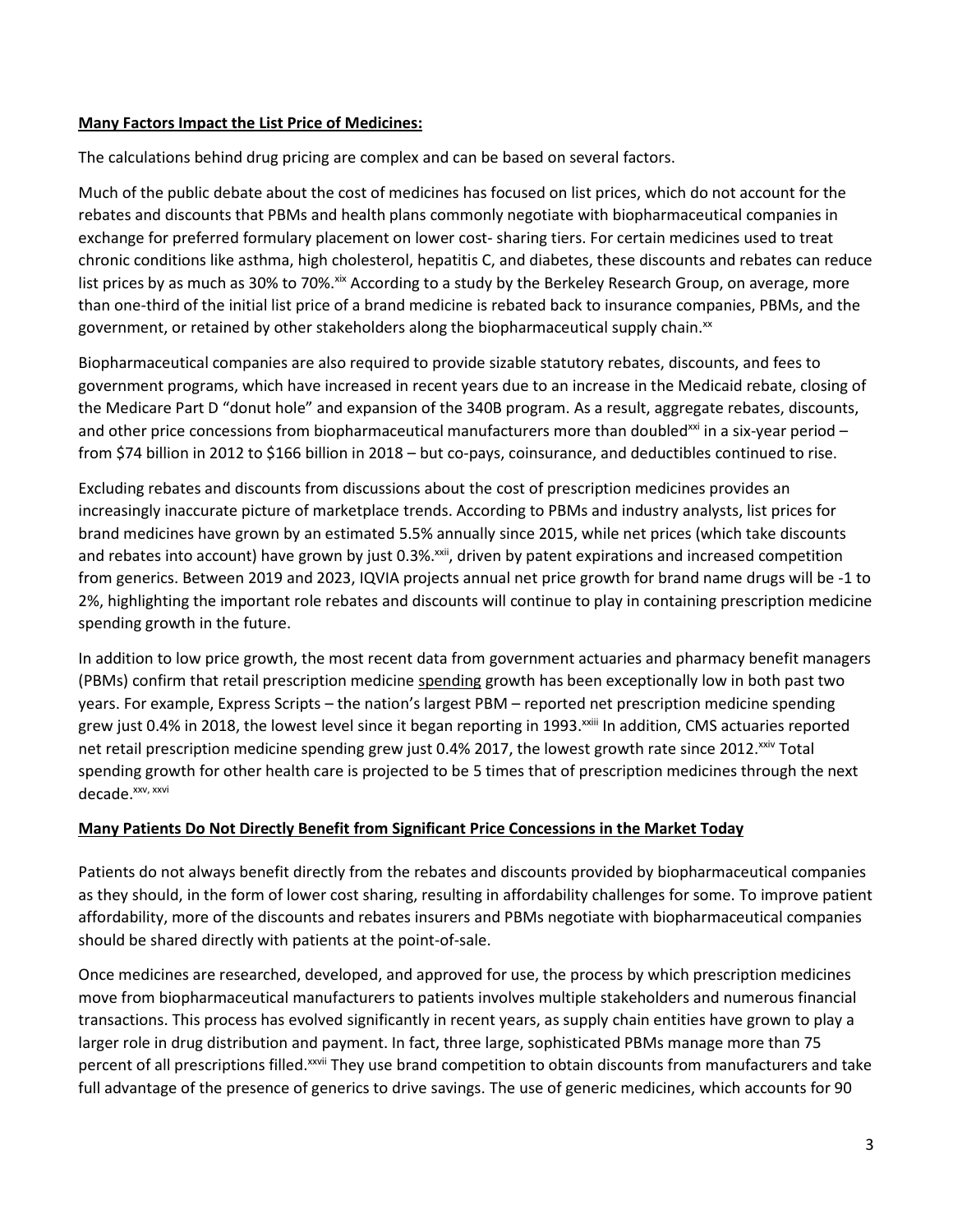**Many Factors Impact the List Price of Medicines:**

The calculations behind drug pricing are complex and can be based on several factors.

Much of the public debate about the cost of medicines has focused on list prices, which do not account for the rebates and discounts that PBMs and health plans commonly negotiate with biopharmaceutical companies in exchange for preferred formulary placement on lower cost- sharing tiers. For certain medicines used to treat chronic conditions like asthma, high cholesterol, hepatitis C, and diabetes, these discounts and rebates can reduce list prices by as much as 30% to 70%.[xix] According to a study by the Berkeley Research Group, on average, more than one-third of the initial list price of a brand medicine is rebated back to insurance companies, PBMs, and the government, or retained by other stakeholders along the biopharmaceutical supply chain.[xx]

Biopharmaceutical companies are also required to provide sizable statutory rebates, discounts, and fees to government programs, which have increased in recent years due to an increase in the Medicaid rebate, closing of the Medicare Part D "donut hole" and expansion of the 340B program. As a result, aggregate rebates, discounts, and other price concessions from biopharmaceutical manufacturers more than doubled[xxi] in a six-year period – from $74 billion in 2012 to $166 billion in 2018 – but co-pays, coinsurance, and deductibles continued to rise.

Excluding rebates and discounts from discussions about the cost of prescription medicines provides an increasingly inaccurate picture of marketplace trends. According to PBMs and industry analysts, list prices for brand medicines have grown by an estimated 5.5% annually since 2015, while net prices (which take discounts and rebates into account) have grown by just 0.3%.[xxii], driven by patent expirations and increased competition from generics. Between 2019 and 2023, IQVIA projects annual net price growth for brand name drugs will be -1 to 2%, highlighting the important role rebates and discounts will continue to play in containing prescription medicine spending growth in the future.

In addition to low price growth, the most recent data from government actuaries and pharmacy benefit managers (PBMs) confirm that retail prescription medicine <u>spending</u> growth has been exceptionally low in both past two years. For example, Express Scripts – the nation's largest PBM – reported net prescription medicine spending grew just 0.4% in 2018, the lowest level since it began reporting in 1993.[xxiii] In addition, CMS actuaries reported net retail prescription medicine spending grew just 0.4% 2017, the lowest growth rate since 2012.[xxiv] Total spending growth for other health care is projected to be 5 times that of prescription medicines through the next decade.[xxv, xxvi]

**Many Patients Do Not Directly Benefit from Significant Price Concessions in the Market Today**

Patients do not always benefit directly from the rebates and discounts provided by biopharmaceutical companies as they should, in the form of lower cost sharing, resulting in affordability challenges for some. To improve patient affordability, more of the discounts and rebates insurers and PBMs negotiate with biopharmaceutical companies should be shared directly with patients at the point-of-sale.

Once medicines are researched, developed, and approved for use, the process by which prescription medicines move from biopharmaceutical manufacturers to patients involves multiple stakeholders and numerous financial transactions. This process has evolved significantly in recent years, as supply chain entities have grown to play a larger role in drug distribution and payment. In fact, three large, sophisticated PBMs manage more than 75 percent of all prescriptions filled.[xxvii] They use brand competition to obtain discounts from manufacturers and take full advantage of the presence of generics to drive savings. The use of generic medicines, which accounts for 90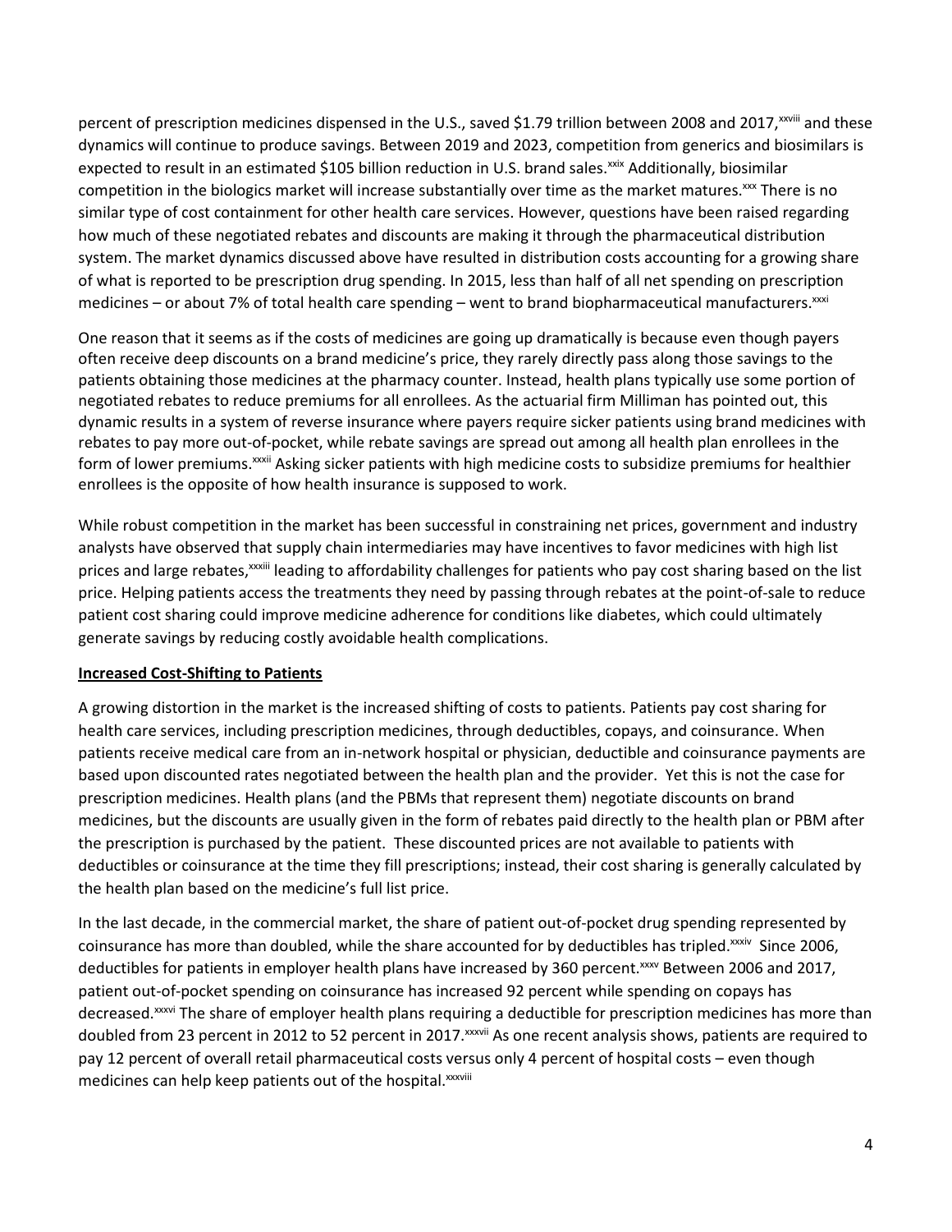percent of prescription medicines dispensed in the U.S., saved $1.79 trillion between 2008 and 2017,[xxviii] and these dynamics will continue to produce savings. Between 2019 and 2023, competition from generics and biosimilars is expected to result in an estimated $105 billion reduction in U.S. brand sales.[xxix] Additionally, biosimilar competition in the biologics market will increase substantially over time as the market matures.[xxx] There is no similar type of cost containment for other health care services. However, questions have been raised regarding how much of these negotiated rebates and discounts are making it through the pharmaceutical distribution system. The market dynamics discussed above have resulted in distribution costs accounting for a growing share of what is reported to be prescription drug spending. In 2015, less than half of all net spending on prescription medicines – or about 7% of total health care spending – went to brand biopharmaceutical manufacturers.[xxxi]

One reason that it seems as if the costs of medicines are going up dramatically is because even though payers often receive deep discounts on a brand medicine's price, they rarely directly pass along those savings to the patients obtaining those medicines at the pharmacy counter. Instead, health plans typically use some portion of negotiated rebates to reduce premiums for all enrollees. As the actuarial firm Milliman has pointed out, this dynamic results in a system of reverse insurance where payers require sicker patients using brand medicines with rebates to pay more out-of-pocket, while rebate savings are spread out among all health plan enrollees in the form of lower premiums.[xxxii] Asking sicker patients with high medicine costs to subsidize premiums for healthier enrollees is the opposite of how health insurance is supposed to work.

While robust competition in the market has been successful in constraining net prices, government and industry analysts have observed that supply chain intermediaries may have incentives to favor medicines with high list prices and large rebates,[xxxiii] leading to affordability challenges for patients who pay cost sharing based on the list price. Helping patients access the treatments they need by passing through rebates at the point-of-sale to reduce patient cost sharing could improve medicine adherence for conditions like diabetes, which could ultimately generate savings by reducing costly avoidable health complications.

**Increased Cost-Shifting to Patients**

A growing distortion in the market is the increased shifting of costs to patients. Patients pay cost sharing for health care services, including prescription medicines, through deductibles, copays, and coinsurance. When patients receive medical care from an in-network hospital or physician, deductible and coinsurance payments are based upon discounted rates negotiated between the health plan and the provider. Yet this is not the case for prescription medicines. Health plans (and the PBMs that represent them) negotiate discounts on brand medicines, but the discounts are usually given in the form of rebates paid directly to the health plan or PBM after the prescription is purchased by the patient. These discounted prices are not available to patients with deductibles or coinsurance at the time they fill prescriptions; instead, their cost sharing is generally calculated by the health plan based on the medicine's full list price.

In the last decade, in the commercial market, the share of patient out-of-pocket drug spending represented by coinsurance has more than doubled, while the share accounted for by deductibles has tripled.[xxxiv] Since 2006, deductibles for patients in employer health plans have increased by 360 percent.[xxxv] Between 2006 and 2017, patient out-of-pocket spending on coinsurance has increased 92 percent while spending on copays has decreased.[xxxvi] The share of employer health plans requiring a deductible for prescription medicines has more than doubled from 23 percent in 2012 to 52 percent in 2017.[xxxvii] As one recent analysis shows, patients are required to pay 12 percent of overall retail pharmaceutical costs versus only 4 percent of hospital costs – even though medicines can help keep patients out of the hospital.[xxxviii]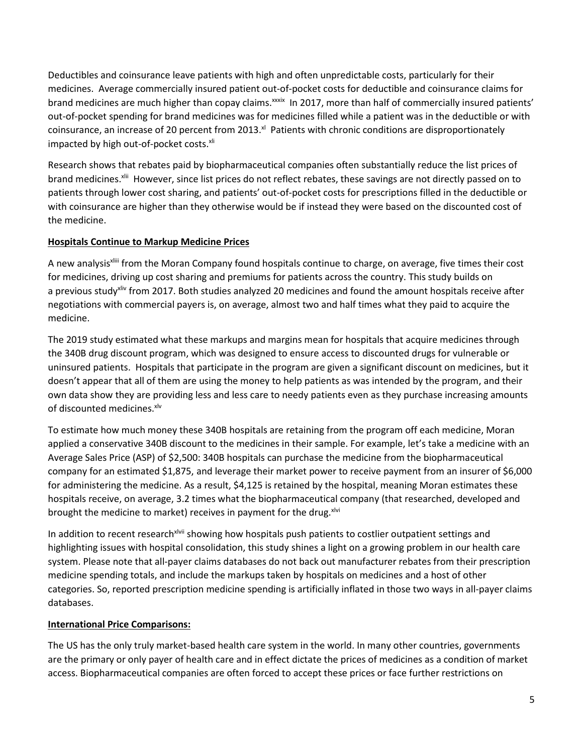Deductibles and coinsurance leave patients with high and often unpredictable costs, particularly for their medicines. Average commercially insured patient out-of-pocket costs for deductible and coinsurance claims for brand medicines are much higher than copay claims.[xxxix] In 2017, more than half of commercially insured patients' out-of-pocket spending for brand medicines was for medicines filled while a patient was in the deductible or with coinsurance, an increase of 20 percent from 2013.[xl] Patients with chronic conditions are disproportionately impacted by high out-of-pocket costs.[xli]

Research shows that rebates paid by biopharmaceutical companies often substantially reduce the list prices of brand medicines.[xlii] However, since list prices do not reflect rebates, these savings are not directly passed on to patients through lower cost sharing, and patients' out-of-pocket costs for prescriptions filled in the deductible or with coinsurance are higher than they otherwise would be if instead they were based on the discounted cost of the medicine.

**Hospitals Continue to Markup Medicine Prices**

A new analysis[xliii] from the Moran Company found hospitals continue to charge, on average, five times their cost for medicines, driving up cost sharing and premiums for patients across the country. This study builds on a previous study[xliv] from 2017. Both studies analyzed 20 medicines and found the amount hospitals receive after negotiations with commercial payers is, on average, almost two and half times what they paid to acquire the medicine.

The 2019 study estimated what these markups and margins mean for hospitals that acquire medicines through the 340B drug discount program, which was designed to ensure access to discounted drugs for vulnerable or uninsured patients. Hospitals that participate in the program are given a significant discount on medicines, but it doesn't appear that all of them are using the money to help patients as was intended by the program, and their own data show they are providing less and less care to needy patients even as they purchase increasing amounts of discounted medicines.[xlv]

To estimate how much money these 340B hospitals are retaining from the program off each medicine, Moran applied a conservative 340B discount to the medicines in their sample. For example, let's take a medicine with an Average Sales Price (ASP) of $2,500: 340B hospitals can purchase the medicine from the biopharmaceutical company for an estimated $1,875, and leverage their market power to receive payment from an insurer of $6,000 for administering the medicine. As a result, $4,125 is retained by the hospital, meaning Moran estimates these hospitals receive, on average, 3.2 times what the biopharmaceutical company (that researched, developed and brought the medicine to market) receives in payment for the drug.[xlvi]

In addition to recent research[xlvii] showing how hospitals push patients to costlier outpatient settings and highlighting issues with hospital consolidation, this study shines a light on a growing problem in our health care system. Please note that all-payer claims databases do not back out manufacturer rebates from their prescription medicine spending totals, and include the markups taken by hospitals on medicines and a host of other categories. So, reported prescription medicine spending is artificially inflated in those two ways in all-payer claims databases.

**International Price Comparisons:**

The US has the only truly market-based health care system in the world. In many other countries, governments are the primary or only payer of health care and in effect dictate the prices of medicines as a condition of market access. Biopharmaceutical companies are often forced to accept these prices or face further restrictions on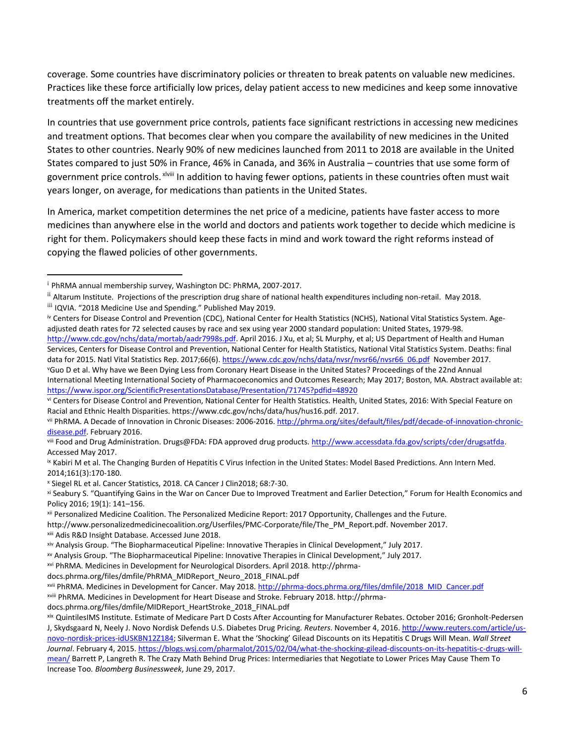coverage. Some countries have discriminatory policies or threaten to break patents on valuable new medicines. Practices like these force artificially low prices, delay patient access to new medicines and keep some innovative treatments off the market entirely.

In countries that use government price controls, patients face significant restrictions in accessing new medicines and treatment options. That becomes clear when you compare the availability of new medicines in the United States to other countries. Nearly 90% of new medicines launched from 2011 to 2018 are available in the United States compared to just 50% in France, 46% in Canada, and 36% in Australia – countries that use some form of government price controls.[xlviii] In addition to having fewer options, patients in these countries often must wait years longer, on average, for medications than patients in the United States.

In America, market competition determines the net price of a medicine, patients have faster access to more medicines than anywhere else in the world and doctors and patients work together to decide which medicine is right for them. Policymakers should keep these facts in mind and work toward the right reforms instead of copying the flawed policies of other governments.

---

[i] PhRMA annual membership survey, Washington DC: PhRMA, 2007-2017.

[ii] Altarum Institute. Projections of the prescription drug share of national health expenditures including non-retail. May 2018.

[iii] IQVIA. "2018 Medicine Use and Spending." Published May 2019.

[iv] Centers for Disease Control and Prevention (CDC), National Center for Health Statistics (NCHS), National Vital Statistics System. Age-adjusted death rates for 72 selected causes by race and sex using year 2000 standard population: United States, 1979-98. http://www.cdc.gov/nchs/data/mortab/aadr7998s.pdf. April 2016. J Xu, et al; SL Murphy, et al; US Department of Health and Human Services, Centers for Disease Control and Prevention, National Center for Health Statistics, National Vital Statistics System. Deaths: final data for 2015. Natl Vital Statistics Rep. 2017;66(6). https://www.cdc.gov/nchs/data/nvsr/nvsr66/nvsr66_06.pdf November 2017.

[v] Guo D et al. Why have we Been Dying Less from Coronary Heart Disease in the United States? Proceedings of the 22nd Annual International Meeting International Society of Pharmacoeconomics and Outcomes Research; May 2017; Boston, MA. Abstract available at: https://www.ispor.org/ScientificPresentationsDatabase/Presentation/71745?pdfid=48920

[vi] Centers for Disease Control and Prevention, National Center for Health Statistics. Health, United States, 2016: With Special Feature on Racial and Ethnic Health Disparities. https://www.cdc.gov/nchs/data/hus/hus16.pdf. 2017.

[vii] PhRMA. A Decade of Innovation in Chronic Diseases: 2006-2016. http://phrma.org/sites/default/files/pdf/decade-of-innovation-chronic-disease.pdf. February 2016.

[viii] Food and Drug Administration. Drugs@FDA: FDA approved drug products. http://www.accessdata.fda.gov/scripts/cder/drugsatfda. Accessed May 2017.

[ix] Kabiri M et al. The Changing Burden of Hepatitis C Virus Infection in the United States: Model Based Predictions. Ann Intern Med. 2014;161(3):170-180.

[x] Siegel RL et al. Cancer Statistics, 2018. CA Cancer J Clin2018; 68:7-30.

[xi] Seabury S. "Quantifying Gains in the War on Cancer Due to Improved Treatment and Earlier Detection," Forum for Health Economics and Policy 2016; 19(1): 141–156.

[xii] Personalized Medicine Coalition. The Personalized Medicine Report: 2017 Opportunity, Challenges and the Future. http://www.personalizedmedicinecoalition.org/Userfiles/PMC-Corporate/file/The_PM_Report.pdf. November 2017.

[xiii] Adis R&D Insight Database. Accessed June 2018.

[xiv] Analysis Group. "The Biopharmaceutical Pipeline: Innovative Therapies in Clinical Development," July 2017.

[xv] Analysis Group. "The Biopharmaceutical Pipeline: Innovative Therapies in Clinical Development," July 2017.

[xvi] PhRMA. Medicines in Development for Neurological Disorders. April 2018. http://phrma-docs.phrma.org/files/dmfile/PhRMA_MIDReport_Neuro_2018_FINAL.pdf

[xvii] PhRMA. Medicines in Development for Cancer. May 2018. http://phrma-docs.phrma.org/files/dmfile/2018_MID_Cancer.pdf

[xviii] PhRMA. Medicines in Development for Heart Disease and Stroke. February 2018. http://phrma-docs.phrma.org/files/dmfile/MIDReport_HeartStroke_2018_FINAL.pdf

[xix] QuintilesIMS Institute. Estimate of Medicare Part D Costs After Accounting for Manufacturer Rebates. October 2016; Gronholt-Pedersen J, Skydsgaard N, Neely J. Novo Nordisk Defends U.S. Diabetes Drug Pricing. *Reuters*. November 4, 2016. http://www.reuters.com/article/us-novo-nordisk-prices-idUSKBN12Z184; Silverman E. What the 'Shocking' Gilead Discounts on its Hepatitis C Drugs Will Mean. *Wall Street Journal*. February 4, 2015. https://blogs.wsj.com/pharmalot/2015/02/04/what-the-shocking-gilead-discounts-on-its-hepatitis-c-drugs-will-mean/ Barrett P, Langreth R. The Crazy Math Behind Drug Prices: Intermediaries that Negotiate to Lower Prices May Cause Them To Increase Too. *Bloomberg Businessweek*, June 29, 2017.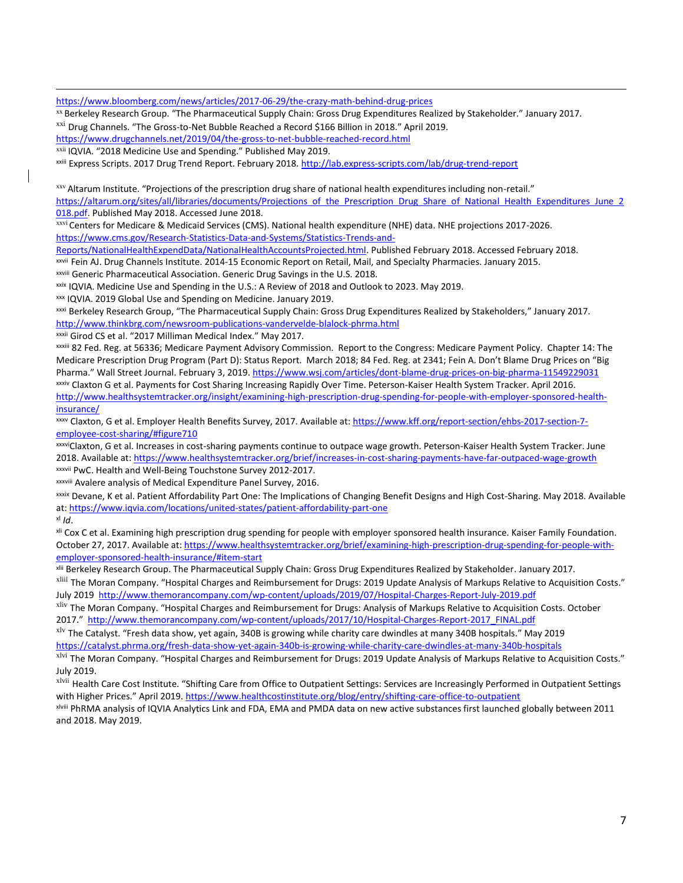https://www.bloomberg.com/news/articles/2017-06-29/the-crazy-math-behind-drug-prices

[xx] Berkeley Research Group. "The Pharmaceutical Supply Chain: Gross Drug Expenditures Realized by Stakeholder." January 2017.

[xxi] Drug Channels. "The Gross-to-Net Bubble Reached a Record $166 Billion in 2018." April 2019. https://www.drugchannels.net/2019/04/the-gross-to-net-bubble-reached-record.html

[xxii] IQVIA. "2018 Medicine Use and Spending." Published May 2019.

[xxiii] Express Scripts. 2017 Drug Trend Report. February 2018. http://lab.express-scripts.com/lab/drug-trend-report

[xxv] Altarum Institute. "Projections of the prescription drug share of national health expenditures including non-retail." https://altarum.org/sites/all/libraries/documents/Projections_of_the_Prescription_Drug_Share_of_National_Health_Expenditures_June_2018.pdf. Published May 2018. Accessed June 2018.

[xxvi] Centers for Medicare & Medicaid Services (CMS). National health expenditure (NHE) data. NHE projections 2017-2026. https://www.cms.gov/Research-Statistics-Data-and-Systems/Statistics-Trends-and-Reports/NationalHealthExpendData/NationalHealthAccountsProjected.html. Published February 2018. Accessed February 2018.

[xxvii] Fein AJ. Drug Channels Institute. 2014-15 Economic Report on Retail, Mail, and Specialty Pharmacies. January 2015.

[xxviii] Generic Pharmaceutical Association. Generic Drug Savings in the U.S. 2018.

[xxix] IQVIA. Medicine Use and Spending in the U.S.: A Review of 2018 and Outlook to 2023. May 2019.

[xxx] IQVIA. 2019 Global Use and Spending on Medicine. January 2019.

[xxxi] Berkeley Research Group, "The Pharmaceutical Supply Chain: Gross Drug Expenditures Realized by Stakeholders," January 2017. http://www.thinkbrg.com/newsroom-publications-vandervelde-blalock-phrma.html

[xxxii] Girod CS et al. "2017 Milliman Medical Index." May 2017.

[xxxiii] 82 Fed. Reg. at 56336; Medicare Payment Advisory Commission. Report to the Congress: Medicare Payment Policy. Chapter 14: The Medicare Prescription Drug Program (Part D): Status Report. March 2018; 84 Fed. Reg. at 2341; Fein A. Don't Blame Drug Prices on "Big Pharma." Wall Street Journal. February 3, 2019. https://www.wsj.com/articles/dont-blame-drug-prices-on-big-pharma-11549229031

[xxxiv] Claxton G et al. Payments for Cost Sharing Increasing Rapidly Over Time. Peterson-Kaiser Health System Tracker. April 2016. http://www.healthsystemtracker.org/insight/examining-high-prescription-drug-spending-for-people-with-employer-sponsored-health-insurance/

[xxxv] Claxton, G et al. Employer Health Benefits Survey, 2017. Available at: https://www.kff.org/report-section/ehbs-2017-section-7-employee-cost-sharing/#figure710

[xxxvi] Claxton, G et al. Increases in cost-sharing payments continue to outpace wage growth. Peterson-Kaiser Health System Tracker. June 2018. Available at: https://www.healthsystemtracker.org/brief/increases-in-cost-sharing-payments-have-far-outpaced-wage-growth

[xxxvii] PwC. Health and Well-Being Touchstone Survey 2012-2017.

[xxxviii] Avalere analysis of Medical Expenditure Panel Survey, 2016.

[xxxix] Devane, K et al. Patient Affordability Part One: The Implications of Changing Benefit Designs and High Cost-Sharing. May 2018. Available at: https://www.iqvia.com/locations/united-states/patient-affordability-part-one

[xl] *Id*.

[xli] Cox C et al. Examining high prescription drug spending for people with employer sponsored health insurance. Kaiser Family Foundation. October 27, 2017. Available at: https://www.healthsystemtracker.org/brief/examining-high-prescription-drug-spending-for-people-with-employer-sponsored-health-insurance/#item-start

[xlii] Berkeley Research Group. The Pharmaceutical Supply Chain: Gross Drug Expenditures Realized by Stakeholder. January 2017.

[xliii] The Moran Company. "Hospital Charges and Reimbursement for Drugs: 2019 Update Analysis of Markups Relative to Acquisition Costs." July 2019 http://www.themorancompany.com/wp-content/uploads/2019/07/Hospital-Charges-Report-July-2019.pdf

[xliv] The Moran Company. "Hospital Charges and Reimbursement for Drugs: Analysis of Markups Relative to Acquisition Costs. October 2017." http://www.themorancompany.com/wp-content/uploads/2017/10/Hospital-Charges-Report-2017_FINAL.pdf

[xlv] The Catalyst. "Fresh data show, yet again, 340B is growing while charity care dwindles at many 340B hospitals." May 2019 https://catalyst.phrma.org/fresh-data-show-yet-again-340b-is-growing-while-charity-care-dwindles-at-many-340b-hospitals

[xlvi] The Moran Company. "Hospital Charges and Reimbursement for Drugs: 2019 Update Analysis of Markups Relative to Acquisition Costs." July 2019.

[xlvii] Health Care Cost Institute. "Shifting Care from Office to Outpatient Settings: Services are Increasingly Performed in Outpatient Settings with Higher Prices." April 2019. https://www.healthcostinstitute.org/blog/entry/shifting-care-office-to-outpatient

[xlviii] PhRMA analysis of IQVIA Analytics Link and FDA, EMA and PMDA data on new active substances first launched globally between 2011 and 2018. May 2019.